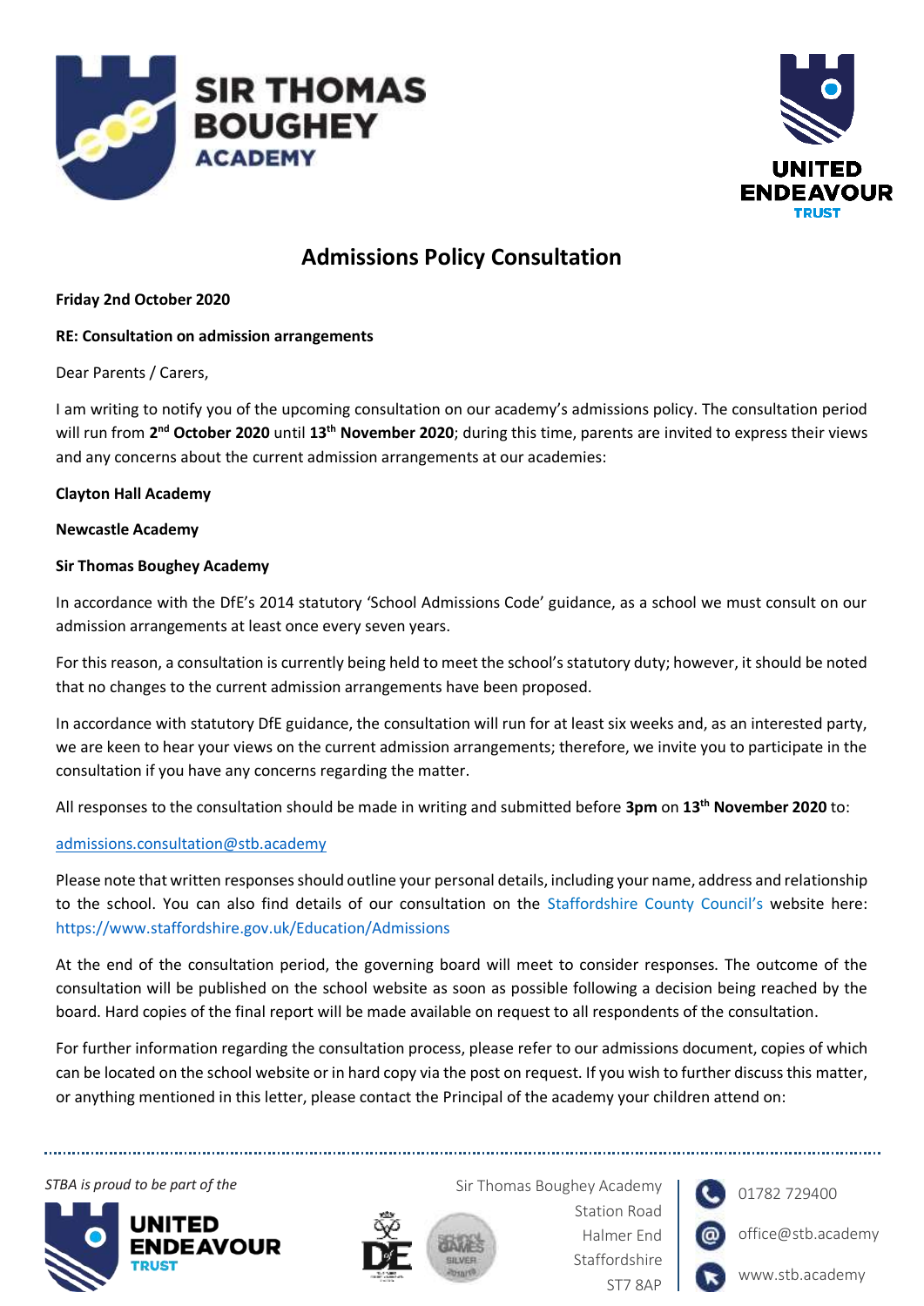# Admissions Policy Consultation

**Friday 2nd October 2020**

**RE: Consultation on admission arrangements**

Dear Parents / Carers,

I am writing to notify you of the upcoming consultation on our academy's admissions policy. The consultation period will run from **2nd October 2020** until **13th November 2020**; during this time, parents are invited to express their views and any concerns about the current admission arrangements at our academies:

**Clayton Hall Academy**

**Newcastle Academy**

**Sir Thomas Boughey Academy**

In accordance with the DfE's 2014 statutory 'School Admissions Code' guidance, as a school we must consult on our admission arrangements at least once every seven years.

For this reason, a consultation is currently being held to meet the school's statutory duty; however, it should be noted that no changes to the current admission arrangements have been proposed.

In accordance with statutory DfE guidance, the consultation will run for at least six weeks and, as an interested party, we are keen to hear your views on the current admission arrangements; therefore, we invite you to participate in the consultation if you have any concerns regarding the matter.

All responses to the consultation should be made in writing and submitted before **3pm** on **13th November 2020** to:

admissions.consultation@stb.academy

Please note that written responses should outline your personal details, including your name, address and relationship to the school. You can also find details of our consultation on the Staffordshire County Council's website here: https://www.staffordshire.gov.uk/Education/Admissions

At the end of the consultation period, the governing board will meet to consider responses. The outcome of the consultation will be published on the school website as soon as possible following a decision being reached by the board. Hard copies of the final report will be made available on request to all respondents of the consultation.

For further information regarding the consultation process, please refer to our admissions document, copies of which can be located on the school website or in hard copy via the post on request. If you wish to further discuss this matter, or anything mentioned in this letter, please contact the Principal of the academy your children attend on: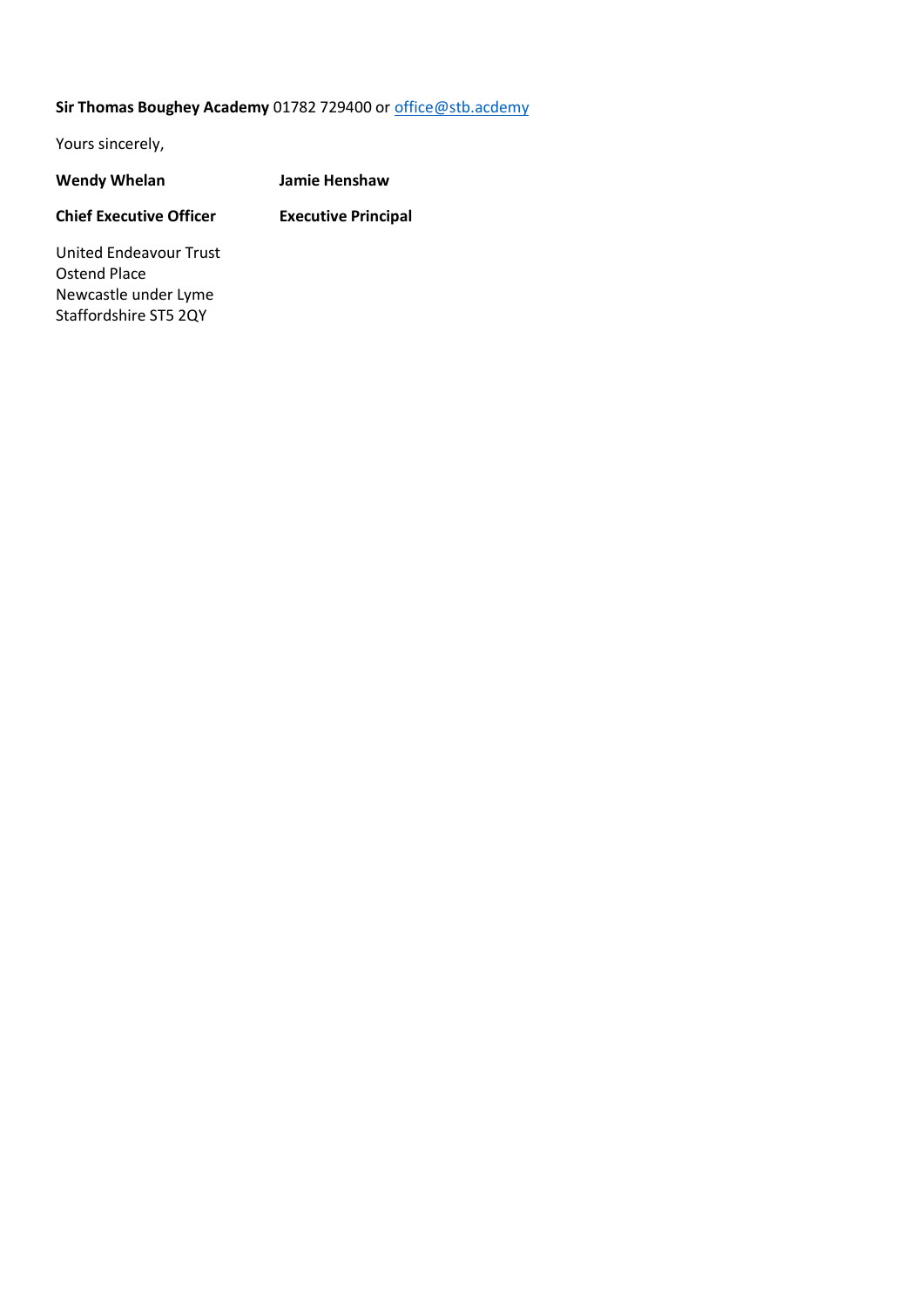**Sir Thomas Boughey Academy** 01782 729400 or office@stb.acdemy

Yours sincerely,

| | |
|---|---|
| **Wendy Whelan** | **Jamie Henshaw** |
| **Chief Executive Officer** | **Executive Principal** |

United Endeavour Trust
Ostend Place
Newcastle under Lyme
Staffordshire ST5 2QY